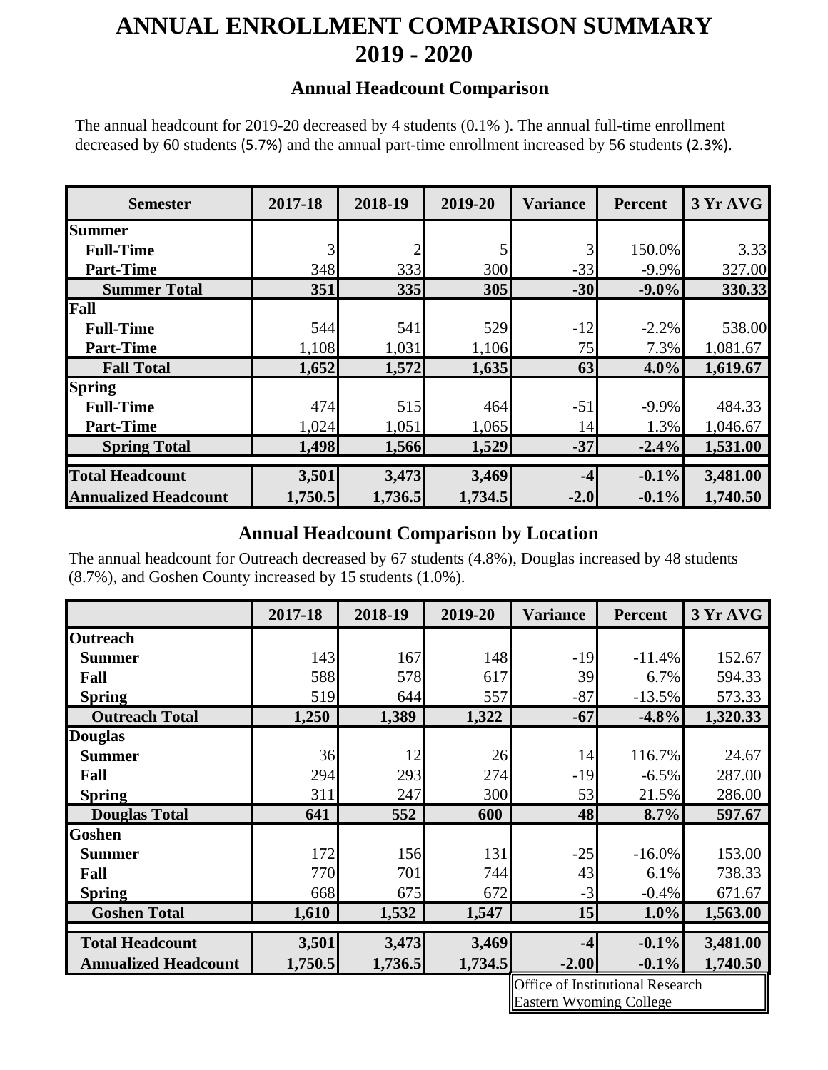# ANNUAL ENROLLMENT COMPARISON SUMMARY 2019 - 2020

## Annual Headcount Comparison

The annual headcount for 2019-20 decreased by 4 students (0.1% ). The annual full-time enrollment decreased by 60 students (5.7%) and the annual part-time enrollment increased by 56 students (2.3%).

| Semester | 2017-18 | 2018-19 | 2019-20 | Variance | Percent | 3 Yr AVG |
|---|---|---|---|---|---|---|
| **Summer** | | | | | | |
| **Full-Time** | 3 | 2 | 5 | 3 | 150.0% | 3.33 |
| **Part-Time** | 348 | 333 | 300 | -33 | -9.9% | 327.00 |
| **Summer Total** | **351** | **335** | **305** | **-30** | **-9.0%** | **330.33** |
| **Fall** | | | | | | |
| **Full-Time** | 544 | 541 | 529 | -12 | -2.2% | 538.00 |
| **Part-Time** | 1,108 | 1,031 | 1,106 | 75 | 7.3% | 1,081.67 |
| **Fall Total** | **1,652** | **1,572** | **1,635** | **63** | **4.0%** | **1,619.67** |
| **Spring** | | | | | | |
| **Full-Time** | 474 | 515 | 464 | -51 | -9.9% | 484.33 |
| **Part-Time** | 1,024 | 1,051 | 1,065 | 14 | 1.3% | 1,046.67 |
| **Spring Total** | **1,498** | **1,566** | **1,529** | **-37** | **-2.4%** | **1,531.00** |
| **Total Headcount** | **3,501** | **3,473** | **3,469** | **-4** | **-0.1%** | **3,481.00** |
| **Annualized Headcount** | **1,750.5** | **1,736.5** | **1,734.5** | **-2.0** | **-0.1%** | **1,740.50** |

## Annual Headcount Comparison by Location

The annual headcount for Outreach decreased by 67 students (4.8%), Douglas increased by 48 students (8.7%), and Goshen County increased by 15 students (1.0%).

| | 2017-18 | 2018-19 | 2019-20 | Variance | Percent | 3 Yr AVG |
|---|---|---|---|---|---|---|
| **Outreach** | | | | | | |
| **Summer** | 143 | 167 | 148 | -19 | -11.4% | 152.67 |
| **Fall** | 588 | 578 | 617 | 39 | 6.7% | 594.33 |
| **Spring** | 519 | 644 | 557 | -87 | -13.5% | 573.33 |
| **Outreach Total** | **1,250** | **1,389** | **1,322** | **-67** | **-4.8%** | **1,320.33** |
| **Douglas** | | | | | | |
| **Summer** | 36 | 12 | 26 | 14 | 116.7% | 24.67 |
| **Fall** | 294 | 293 | 274 | -19 | -6.5% | 287.00 |
| **Spring** | 311 | 247 | 300 | 53 | 21.5% | 286.00 |
| **Douglas Total** | **641** | **552** | **600** | **48** | **8.7%** | **597.67** |
| **Goshen** | | | | | | |
| **Summer** | 172 | 156 | 131 | -25 | -16.0% | 153.00 |
| **Fall** | 770 | 701 | 744 | 43 | 6.1% | 738.33 |
| **Spring** | 668 | 675 | 672 | -3 | -0.4% | 671.67 |
| **Goshen Total** | **1,610** | **1,532** | **1,547** | **15** | **1.0%** | **1,563.00** |
| **Total Headcount** | **3,501** | **3,473** | **3,469** | **-4** | **-0.1%** | **3,481.00** |
| **Annualized Headcount** | **1,750.5** | **1,736.5** | **1,734.5** | **-2.00** | **-0.1%** | **1,740.50** |

Office of Institutional Research
Eastern Wyoming College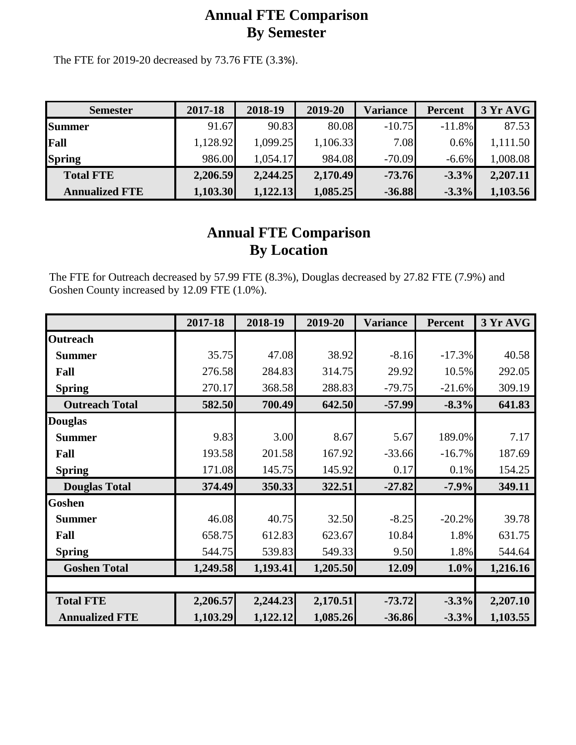# Annual FTE Comparison
# By Semester

The FTE for 2019-20 decreased by 73.76 FTE (3.3%).

| Semester | 2017-18 | 2018-19 | 2019-20 | Variance | Percent | 3 Yr AVG |
|---|---|---|---|---|---|---|
| **Summer** | 91.67 | 90.83 | 80.08 | -10.75 | -11.8% | 87.53 |
| **Fall** | 1,128.92 | 1,099.25 | 1,106.33 | 7.08 | 0.6% | 1,111.50 |
| **Spring** | 986.00 | 1,054.17 | 984.08 | -70.09 | -6.6% | 1,008.08 |
| **Total FTE** | **2,206.59** | **2,244.25** | **2,170.49** | **-73.76** | **-3.3%** | **2,207.11** |
| **Annualized FTE** | **1,103.30** | **1,122.13** | **1,085.25** | **-36.88** | **-3.3%** | **1,103.56** |

# Annual FTE Comparison
# By Location

The FTE for Outreach decreased by 57.99 FTE (8.3%), Douglas decreased by 27.82 FTE (7.9%) and Goshen County increased by 12.09 FTE (1.0%).

| | 2017-18 | 2018-19 | 2019-20 | Variance | Percent | 3 Yr AVG |
|---|---|---|---|---|---|---|
| **Outreach** | | | | | | |
| **Summer** | 35.75 | 47.08 | 38.92 | -8.16 | -17.3% | 40.58 |
| **Fall** | 276.58 | 284.83 | 314.75 | 29.92 | 10.5% | 292.05 |
| **Spring** | 270.17 | 368.58 | 288.83 | -79.75 | -21.6% | 309.19 |
| **Outreach Total** | **582.50** | **700.49** | **642.50** | **-57.99** | **-8.3%** | **641.83** |
| **Douglas** | | | | | | |
| **Summer** | 9.83 | 3.00 | 8.67 | 5.67 | 189.0% | 7.17 |
| **Fall** | 193.58 | 201.58 | 167.92 | -33.66 | -16.7% | 187.69 |
| **Spring** | 171.08 | 145.75 | 145.92 | 0.17 | 0.1% | 154.25 |
| **Douglas Total** | **374.49** | **350.33** | **322.51** | **-27.82** | **-7.9%** | **349.11** |
| **Goshen** | | | | | | |
| **Summer** | 46.08 | 40.75 | 32.50 | -8.25 | -20.2% | 39.78 |
| **Fall** | 658.75 | 612.83 | 623.67 | 10.84 | 1.8% | 631.75 |
| **Spring** | 544.75 | 539.83 | 549.33 | 9.50 | 1.8% | 544.64 |
| **Goshen Total** | **1,249.58** | **1,193.41** | **1,205.50** | **12.09** | **1.0%** | **1,216.16** |
| | | | | | | |
| **Total FTE** | **2,206.57** | **2,244.23** | **2,170.51** | **-73.72** | **-3.3%** | **2,207.10** |
| **Annualized FTE** | **1,103.29** | **1,122.12** | **1,085.26** | **-36.86** | **-3.3%** | **1,103.55** |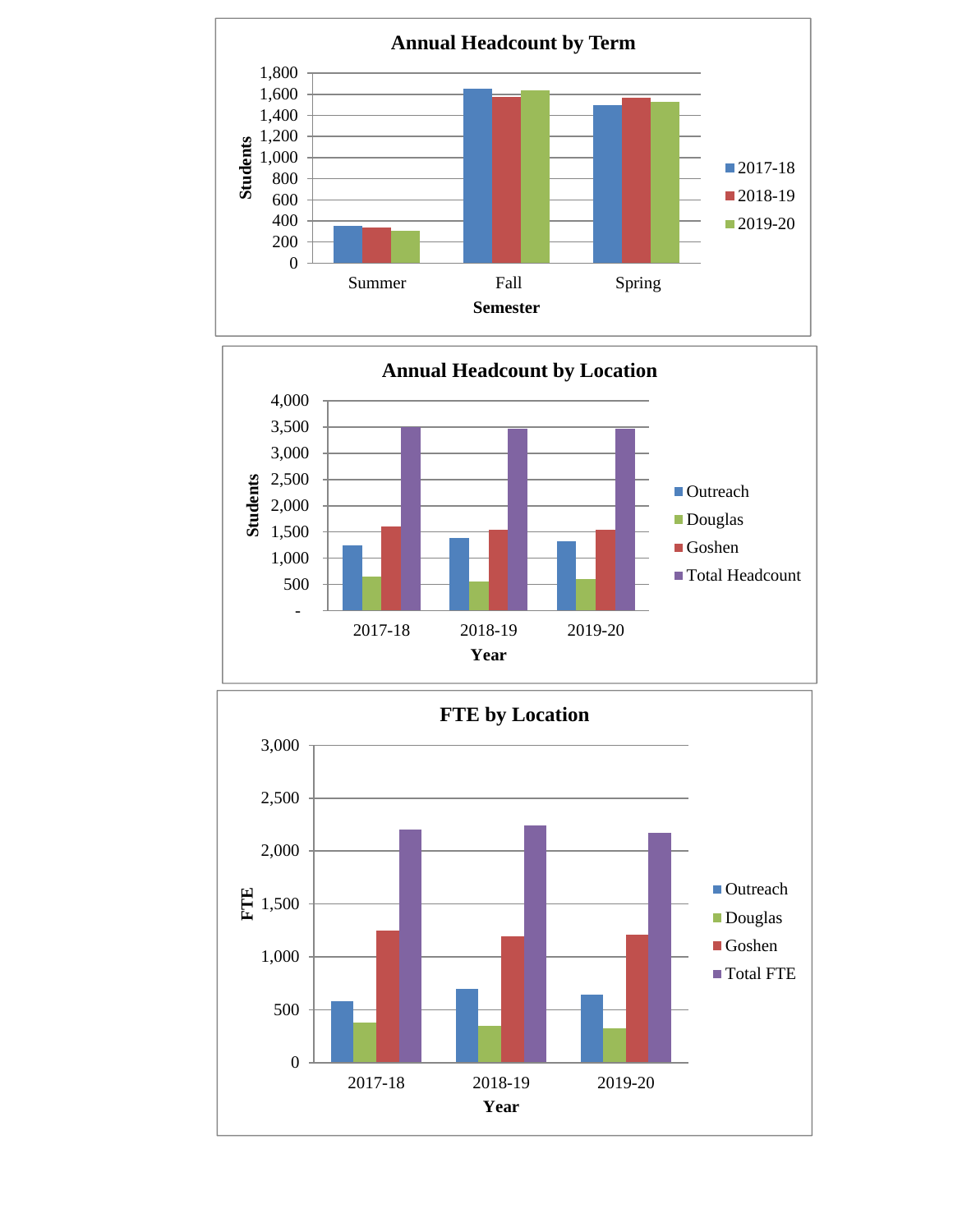Annual Headcount by Term

Students

1,800
1,600
1,400
1,200
1,000
800
600
400
200
0

Summer
Fall
Spring

Semester

2017-18
2018-19
2019-20

Annual Headcount by Location

Students

4,000
3,500
3,000
2,500
2,000
1,500
1,000
500
-

2017-18
2018-19
2019-20

Year

Outreach
Douglas
Goshen
Total Headcount

FTE by Location

FTE

3,000
2,500
2,000
1,500
1,000
500
0

2017-18
2018-19
2019-20

Year

Outreach
Douglas
Goshen
Total FTE